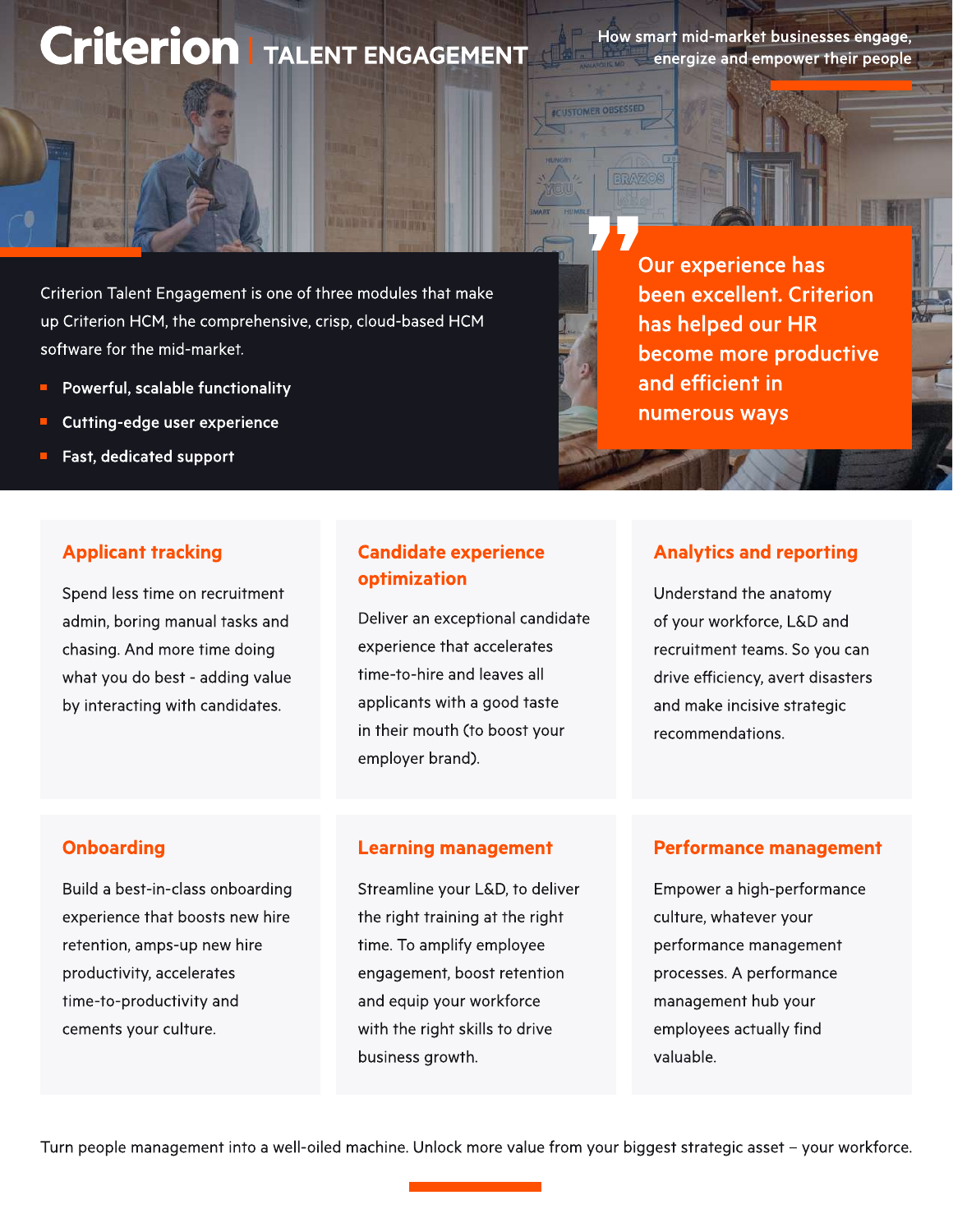# Criterion | TALENT ENGAGEMENT

How smart mid-market businesses engage, energize and empower their people

Criterion Talent Engagement is one of three modules that make up Criterion HCM, the comprehensive, crisp, cloud-based HCM software for the mid-market.

- **Powerful, scalable functionality**
- **Cutting-edge user experience**
- **Fast, dedicated support**

> Our experience has been excellent. Criterion has helped our HR become more productive and efficient in numerous ways

### Applicant tracking

Spend less time on recruitment admin, boring manual tasks and chasing. And more time doing what you do best - adding value by interacting with candidates.

### Candidate experience optimization

Deliver an exceptional candidate experience that accelerates time-to-hire and leaves all applicants with a good taste in their mouth (to boost your employer brand).

### Analytics and reporting

Understand the anatomy of your workforce, L&D and recruitment teams. So you can drive efficiency, avert disasters and make incisive strategic recommendations.

### Onboarding

Build a best-in-class onboarding experience that boosts new hire retention, amps-up new hire productivity, accelerates time-to-productivity and cements your culture.

### Learning management

Streamline your L&D, to deliver the right training at the right time. To amplify employee engagement, boost retention and equip your workforce with the right skills to drive business growth.

### Performance management

Empower a high-performance culture, whatever your performance management processes. A performance management hub your employees actually find valuable.

Turn people management into a well-oiled machine. Unlock more value from your biggest strategic asset – your workforce.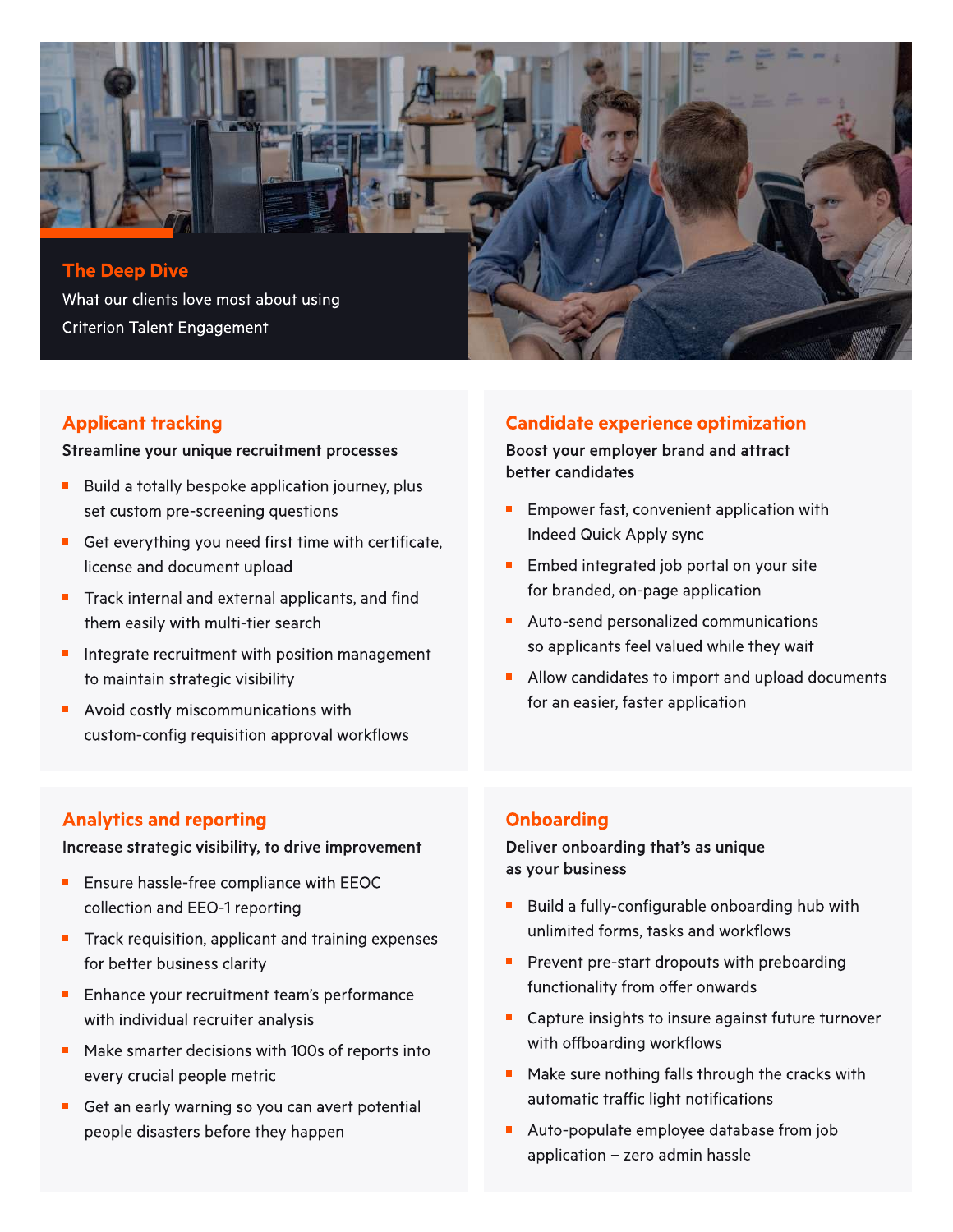## The Deep Dive

What our clients love most about using Criterion Talent Engagement

### Applicant tracking

**Streamline your unique recruitment processes**

- Build a totally bespoke application journey, plus set custom pre-screening questions
- Get everything you need first time with certificate, license and document upload
- Track internal and external applicants, and find them easily with multi-tier search
- Integrate recruitment with position management to maintain strategic visibility
- Avoid costly miscommunications with custom-config requisition approval workflows

### Candidate experience optimization

**Boost your employer brand and attract better candidates**

- Empower fast, convenient application with Indeed Quick Apply sync
- Embed integrated job portal on your site for branded, on-page application
- Auto-send personalized communications so applicants feel valued while they wait
- Allow candidates to import and upload documents for an easier, faster application

### Analytics and reporting

**Increase strategic visibility, to drive improvement**

- Ensure hassle-free compliance with EEOC collection and EEO-1 reporting
- Track requisition, applicant and training expenses for better business clarity
- Enhance your recruitment team's performance with individual recruiter analysis
- Make smarter decisions with 100s of reports into every crucial people metric
- Get an early warning so you can avert potential people disasters before they happen

### Onboarding

**Deliver onboarding that's as unique as your business**

- Build a fully-configurable onboarding hub with unlimited forms, tasks and workflows
- Prevent pre-start dropouts with preboarding functionality from offer onwards
- Capture insights to insure against future turnover with offboarding workflows
- Make sure nothing falls through the cracks with automatic traffic light notifications
- Auto-populate employee database from job application – zero admin hassle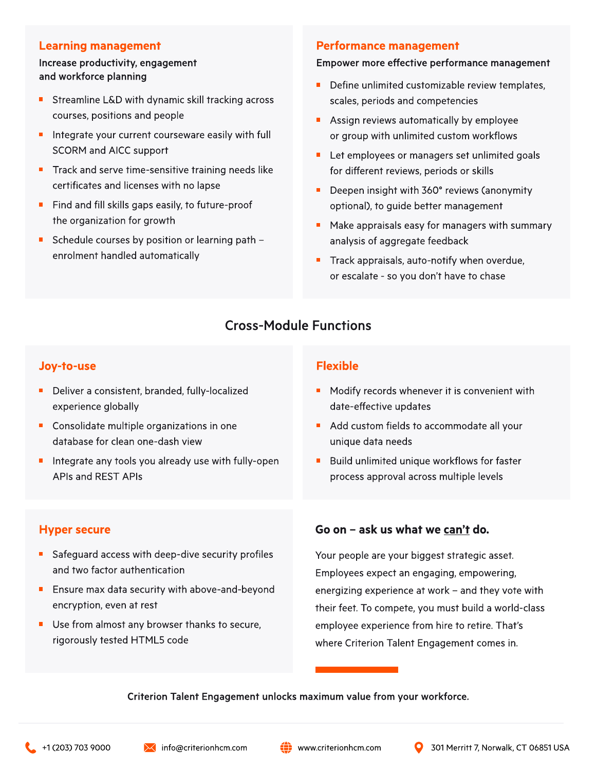## Learning management

**Increase productivity, engagement and workforce planning**

- Streamline L&D with dynamic skill tracking across courses, positions and people
- Integrate your current courseware easily with full SCORM and AICC support
- Track and serve time-sensitive training needs like certificates and licenses with no lapse
- Find and fill skills gaps easily, to future-proof the organization for growth
- Schedule courses by position or learning path – enrolment handled automatically

## Performance management

**Empower more effective performance management**

- Define unlimited customizable review templates, scales, periods and competencies
- Assign reviews automatically by employee or group with unlimited custom workflows
- Let employees or managers set unlimited goals for different reviews, periods or skills
- Deepen insight with 360° reviews (anonymity optional), to guide better management
- Make appraisals easy for managers with summary analysis of aggregate feedback
- Track appraisals, auto-notify when overdue, or escalate - so you don't have to chase

# Cross-Module Functions

## Joy-to-use

- Deliver a consistent, branded, fully-localized experience globally
- Consolidate multiple organizations in one database for clean one-dash view
- Integrate any tools you already use with fully-open APIs and REST APIs

## Flexible

- Modify records whenever it is convenient with date-effective updates
- Add custom fields to accommodate all your unique data needs
- Build unlimited unique workflows for faster process approval across multiple levels

## Hyper secure

- Safeguard access with deep-dive security profiles and two factor authentication
- Ensure max data security with above-and-beyond encryption, even at rest
- Use from almost any browser thanks to secure, rigorously tested HTML5 code

### Go on – ask us what we can't do.

Your people are your biggest strategic asset. Employees expect an engaging, empowering, energizing experience at work – and they vote with their feet. To compete, you must build a world-class employee experience from hire to retire. That's where Criterion Talent Engagement comes in.

**Criterion Talent Engagement unlocks maximum value from your workforce.**

+1 (203) 703 9000 | info@criterionhcm.com | www.criterionhcm.com | 301 Merritt 7, Norwalk, CT 06851 USA